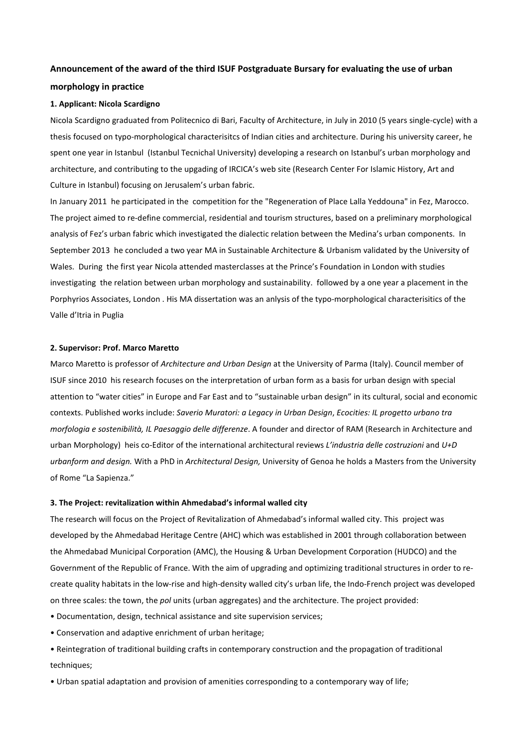# Announcement of the award of the third ISUF Postgraduate Bursary for evaluating the use of urban morphology in practice

### 1. Applicant: Nicola Scardigno

Nicola Scardigno graduated from Politecnico di Bari, Faculty of Architecture, in July in 2010 (5 years single-cycle) with a thesis focused on typo-morphological characterisitcs of Indian cities and architecture. During his university career, he spent one year in Istanbul (Istanbul Tecnichal University) developing a research on Istanbul's urban morphology and architecture, and contributing to the upgading of IRCICA's web site (Research Center For Islamic History, Art and Culture in Istanbul) focusing on Jerusalem's urban fabric.

In January 2011 he participated in the competition for the "Regeneration of Place Lalla Yeddouna" in Fez, Marocco. The project aimed to re-define commercial, residential and tourism structures, based on a preliminary morphological analysis of Fez's urban fabric which investigated the dialectic relation between the Medina's urban components. In September 2013 he concluded a two year MA in Sustainable Architecture & Urbanism validated by the University of Wales. During the first year Nicola attended masterclasses at the Prince's Foundation in London with studies investigating the relation between urban morphology and sustainability. followed by a one year a placement in the Porphyrios Associates, London . His MA dissertation was an anlysis of the typo-morphological characterisitics of the Valle d'Itria in Puglia

### 2. Supervisor: Prof. Marco Maretto

Marco Maretto is professor of *Architecture and Urban Design* at the University of Parma (Italy). Council member of ISUF since 2010 his research focuses on the interpretation of urban form as a basis for urban design with special attention to "water cities" in Europe and Far East and to "sustainable urban design" in its cultural, social and economic contexts. Published works include: *Saverio Muratori: a Legacy in Urban Design*, *Ecocities: IL progetto urbano tra morfologia e sostenibilità, IL Paesaggio delle differenze*. A founder and director of RAM (Research in Architecture and urban Morphology) heis co-Editor of the international architectural reviews *L'industria delle costruzioni* and *U+D urbanform and design.* With a PhD in *Architectural Design,* University of Genoa he holds a Masters from the University of Rome "La Sapienza."

### 3. The Project: revitalization within Ahmedabad's informal walled city

The research will focus on the Project of Revitalization of Ahmedabad's informal walled city. This project was developed by the Ahmedabad Heritage Centre (AHC) which was established in 2001 through collaboration between the Ahmedabad Municipal Corporation (AMC), the Housing & Urban Development Corporation (HUDCO) and the Government of the Republic of France. With the aim of upgrading and optimizing traditional structures in order to re-create quality habitats in the low-rise and high-density walled city's urban life, the Indo-French project was developed on three scales: the town, the *pol* units (urban aggregates) and the architecture. The project provided:

- Documentation, design, technical assistance and site supervision services;
- Conservation and adaptive enrichment of urban heritage;
- Reintegration of traditional building crafts in contemporary construction and the propagation of traditional techniques;
- Urban spatial adaptation and provision of amenities corresponding to a contemporary way of life;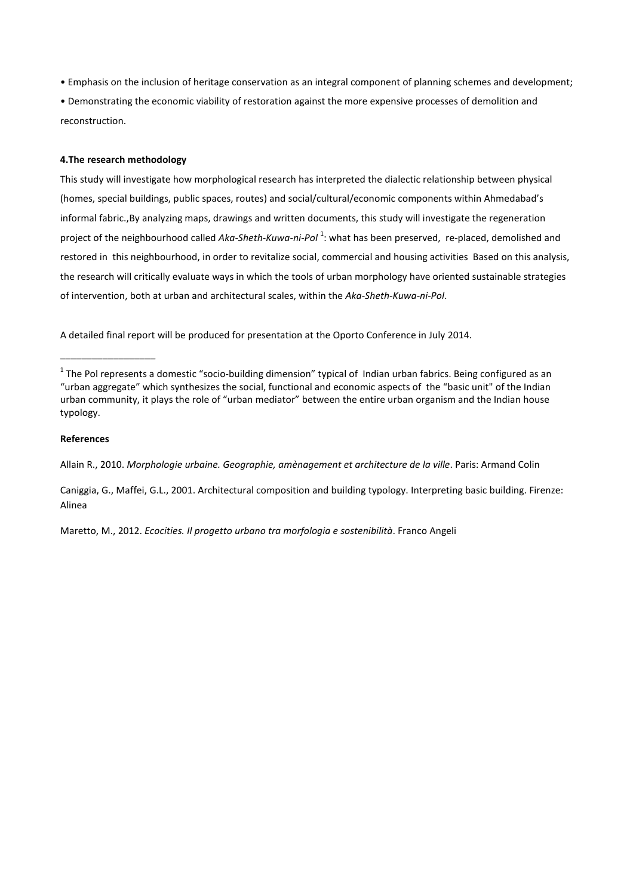• Emphasis on the inclusion of heritage conservation as an integral component of planning schemes and development;

• Demonstrating the economic viability of restoration against the more expensive processes of demolition and reconstruction.

**4.The research methodology**

This study will investigate how morphological research has interpreted the dialectic relationship between physical (homes, special buildings, public spaces, routes) and social/cultural/economic components within Ahmedabad's informal fabric.,By analyzing maps, drawings and written documents, this study will investigate the regeneration project of the neighbourhood called *Aka-Sheth-Kuwa-ni-Pol* [1]: what has been preserved, re-placed, demolished and restored in this neighbourhood, in order to revitalize social, commercial and housing activities Based on this analysis, the research will critically evaluate ways in which the tools of urban morphology have oriented sustainable strategies of intervention, both at urban and architectural scales, within the *Aka-Sheth-Kuwa-ni-Pol*.

A detailed final report will be produced for presentation at the Oporto Conference in July 2014.

___________________

[1] The Pol represents a domestic "socio-building dimension" typical of Indian urban fabrics. Being configured as an "urban aggregate" which synthesizes the social, functional and economic aspects of the "basic unit" of the Indian urban community, it plays the role of "urban mediator" between the entire urban organism and the Indian house typology.

**References**

Allain R., 2010. *Morphologie urbaine. Geographie, amènagement et architecture de la ville*. Paris: Armand Colin

Caniggia, G., Maffei, G.L., 2001. Architectural composition and building typology. Interpreting basic building. Firenze: Alinea

Maretto, M., 2012. *Ecocities. Il progetto urbano tra morfologia e sostenibilità*. Franco Angeli